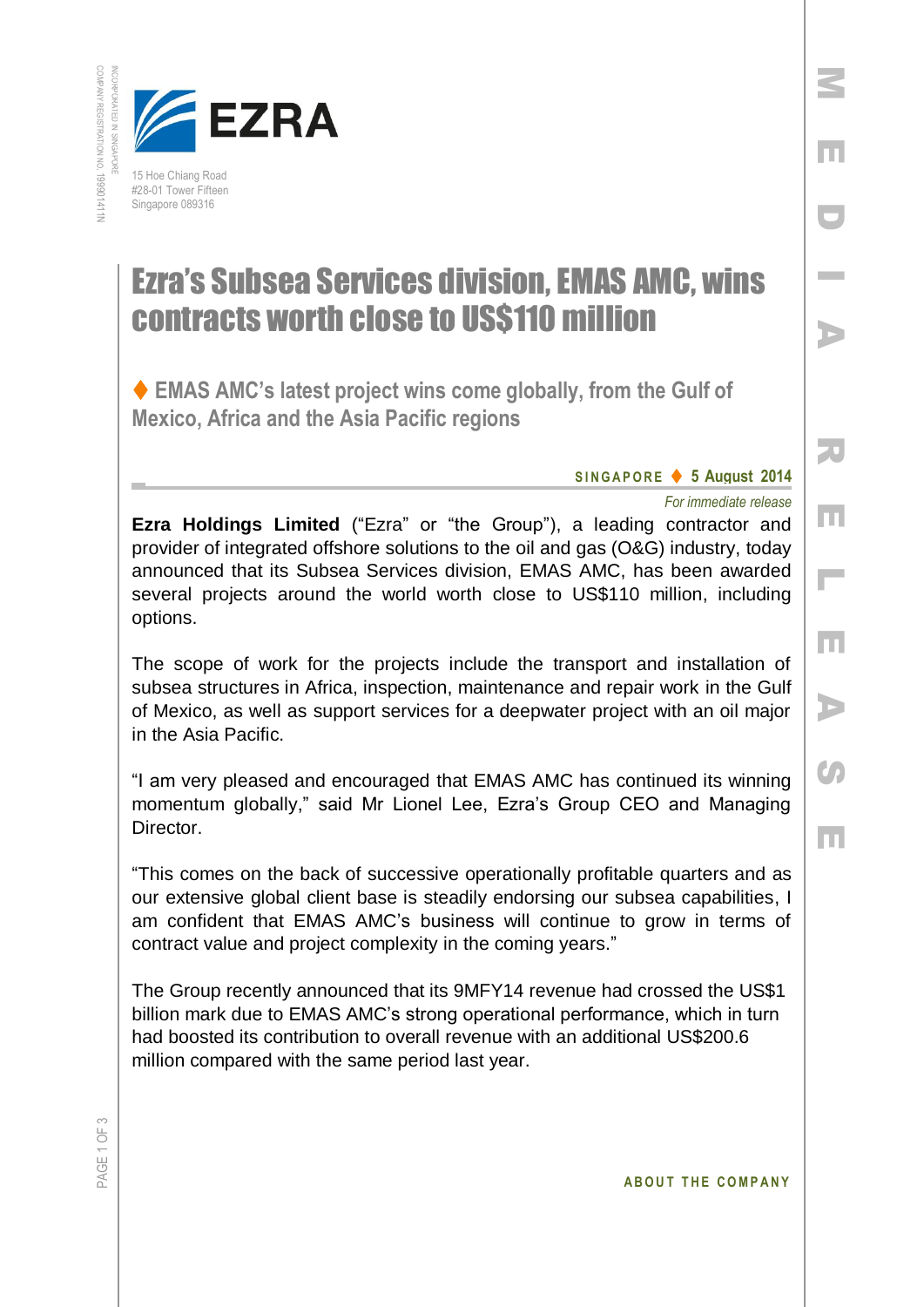EZRA

15 Hoe Chiang Road
#28-01 Tower Fifteen
Singapore 089316

# Ezra's Subsea Services division, EMAS AMC, wins contracts worth close to US$110 million

## ♦ EMAS AMC's latest project wins come globally, from the Gulf of Mexico, Africa and the Asia Pacific regions

**SINGAPORE ♦ 5 August 2014**

*For immediate release*

**Ezra Holdings Limited** ("Ezra" or "the Group"), a leading contractor and provider of integrated offshore solutions to the oil and gas (O&G) industry, today announced that its Subsea Services division, EMAS AMC, has been awarded several projects around the world worth close to US$110 million, including options.

The scope of work for the projects include the transport and installation of subsea structures in Africa, inspection, maintenance and repair work in the Gulf of Mexico, as well as support services for a deepwater project with an oil major in the Asia Pacific.

"I am very pleased and encouraged that EMAS AMC has continued its winning momentum globally," said Mr Lionel Lee, Ezra's Group CEO and Managing Director.

"This comes on the back of successive operationally profitable quarters and as our extensive global client base is steadily endorsing our subsea capabilities, I am confident that EMAS AMC's business will continue to grow in terms of contract value and project complexity in the coming years."

The Group recently announced that its 9MFY14 revenue had crossed the US$1 billion mark due to EMAS AMC's strong operational performance, which in turn had boosted its contribution to overall revenue with an additional US$200.6 million compared with the same period last year.

**ABOUT THE COMPANY**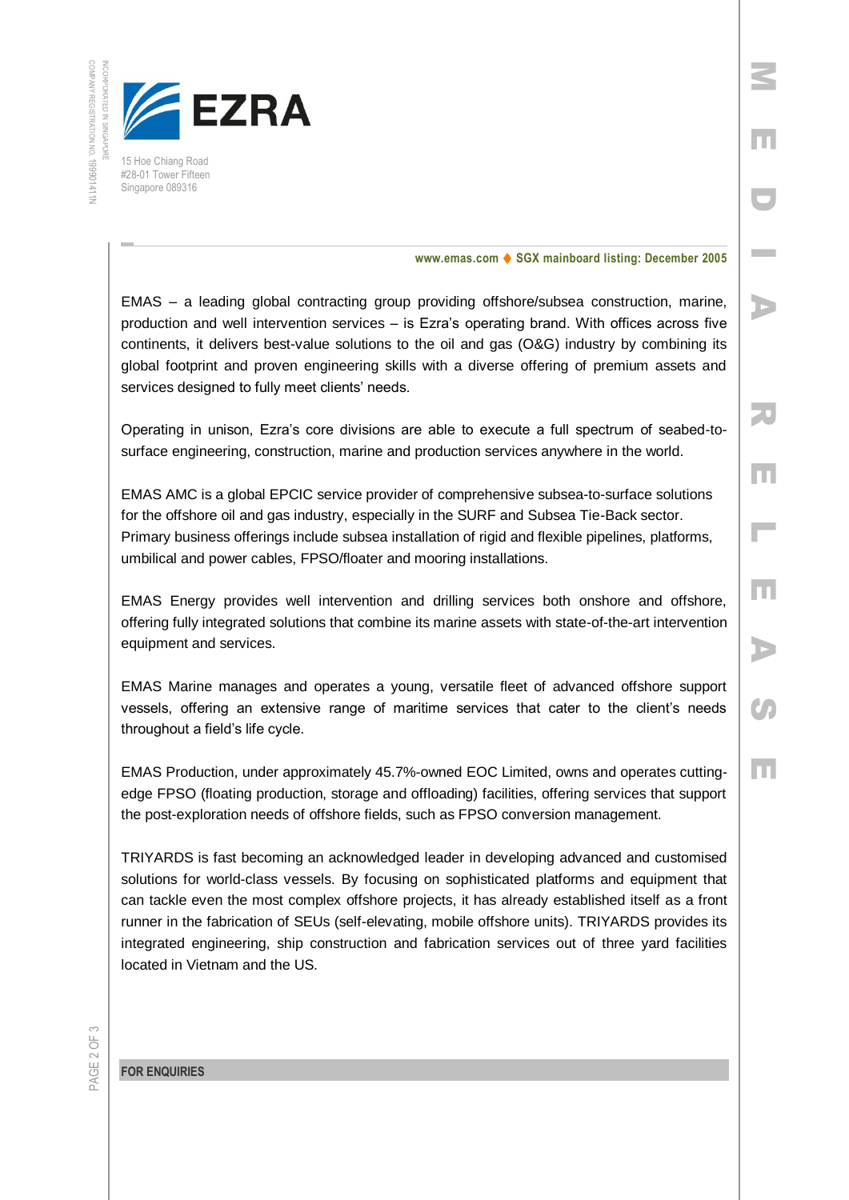EZRA

15 Hoe Chiang Road
#28-01 Tower Fifteen
Singapore 089316

www.emas.com ♦ SGX mainboard listing: December 2005

EMAS – a leading global contracting group providing offshore/subsea construction, marine, production and well intervention services – is Ezra's operating brand. With offices across five continents, it delivers best-value solutions to the oil and gas (O&G) industry by combining its global footprint and proven engineering skills with a diverse offering of premium assets and services designed to fully meet clients' needs.

Operating in unison, Ezra's core divisions are able to execute a full spectrum of seabed-to-surface engineering, construction, marine and production services anywhere in the world.

EMAS AMC is a global EPCIC service provider of comprehensive subsea-to-surface solutions for the offshore oil and gas industry, especially in the SURF and Subsea Tie-Back sector. Primary business offerings include subsea installation of rigid and flexible pipelines, platforms, umbilical and power cables, FPSO/floater and mooring installations.

EMAS Energy provides well intervention and drilling services both onshore and offshore, offering fully integrated solutions that combine its marine assets with state-of-the-art intervention equipment and services.

EMAS Marine manages and operates a young, versatile fleet of advanced offshore support vessels, offering an extensive range of maritime services that cater to the client's needs throughout a field's life cycle.

EMAS Production, under approximately 45.7%-owned EOC Limited, owns and operates cutting-edge FPSO (floating production, storage and offloading) facilities, offering services that support the post-exploration needs of offshore fields, such as FPSO conversion management.

TRIYARDS is fast becoming an acknowledged leader in developing advanced and customised solutions for world-class vessels. By focusing on sophisticated platforms and equipment that can tackle even the most complex offshore projects, it has already established itself as a front runner in the fabrication of SEUs (self-elevating, mobile offshore units). TRIYARDS provides its integrated engineering, ship construction and fabrication services out of three yard facilities located in Vietnam and the US.

**FOR ENQUIRIES**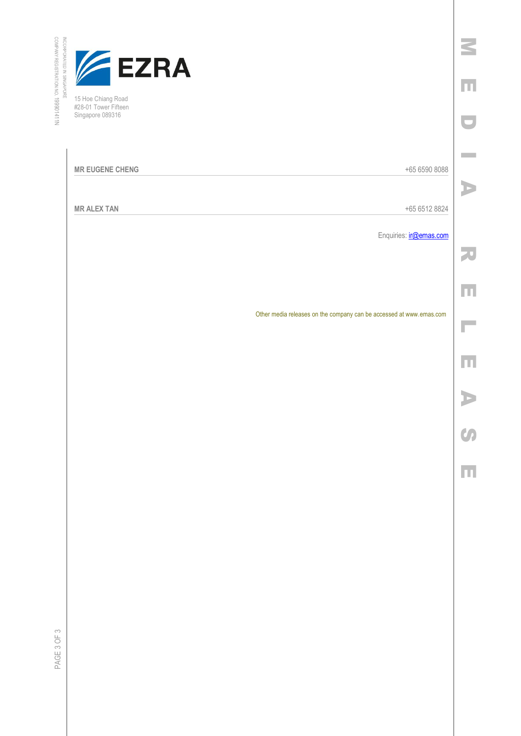EZRA

15 Hoe Chiang Road
#28-01 Tower Fifteen
Singapore 089316

INCORPORATED IN SINGAPORE
COMPANY REGISTRATION NO. 199901411N

**MR EUGENE CHENG** +65 6590 8088

**MR ALEX TAN** +65 6512 8824

Enquiries: ir@emas.com

Other media releases on the company can be accessed at www.emas.com

MEDIA RELEASE